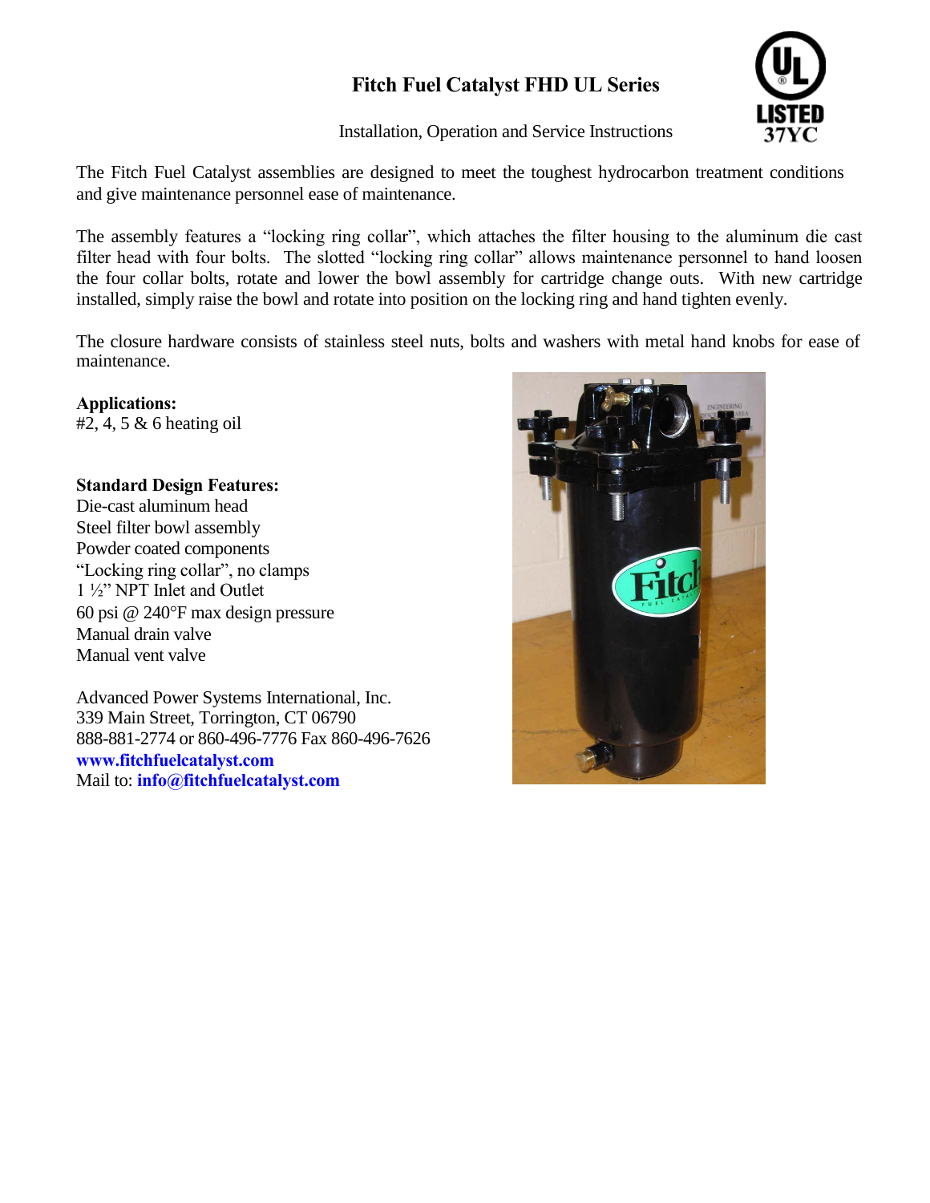# Fitch Fuel Catalyst FHD UL Series

Installation, Operation and Service Instructions

The Fitch Fuel Catalyst assemblies are designed to meet the toughest hydrocarbon treatment conditions and give maintenance personnel ease of maintenance.

The assembly features a "locking ring collar", which attaches the filter housing to the aluminum die cast filter head with four bolts. The slotted "locking ring collar" allows maintenance personnel to hand loosen the four collar bolts, rotate and lower the bowl assembly for cartridge change outs. With new cartridge installed, simply raise the bowl and rotate into position on the locking ring and hand tighten evenly.

The closure hardware consists of stainless steel nuts, bolts and washers with metal hand knobs for ease of maintenance.

**Applications:**
#2, 4, 5 & 6 heating oil

**Standard Design Features:**
Die-cast aluminum head
Steel filter bowl assembly
Powder coated components
"Locking ring collar", no clamps
1 ½" NPT Inlet and Outlet
60 psi @ 240°F max design pressure
Manual drain valve
Manual vent valve

Advanced Power Systems International, Inc.
339 Main Street, Torrington, CT 06790
888-881-2774 or 860-496-7776 Fax 860-496-7626
**www.fitchfuelcatalyst.com**
Mail to: **info@fitchfuelcatalyst.com**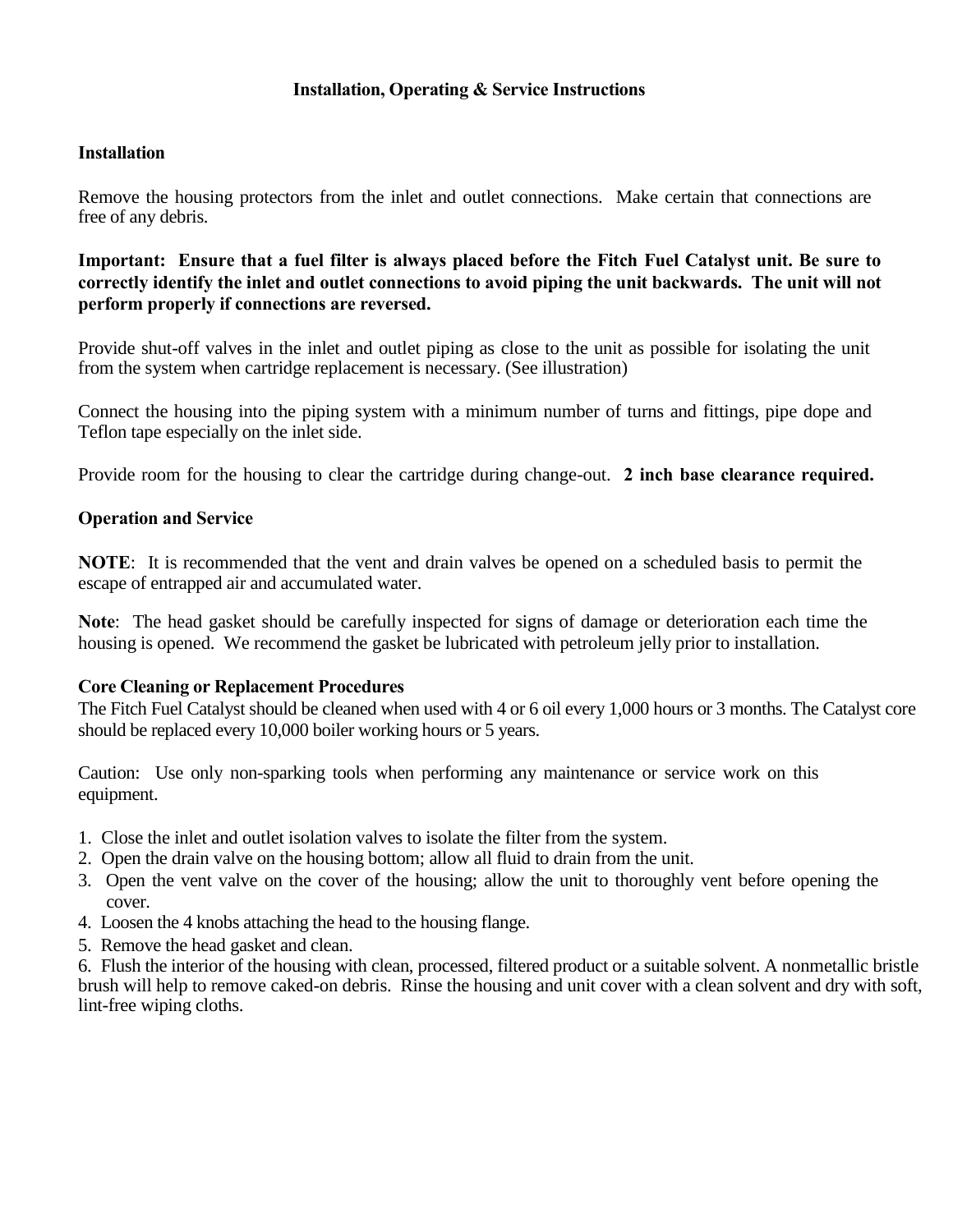## Installation, Operating & Service Instructions

### Installation

Remove the housing protectors from the inlet and outlet connections. Make certain that connections are free of any debris.

**Important: Ensure that a fuel filter is always placed before the Fitch Fuel Catalyst unit. Be sure to correctly identify the inlet and outlet connections to avoid piping the unit backwards. The unit will not perform properly if connections are reversed.**

Provide shut-off valves in the inlet and outlet piping as close to the unit as possible for isolating the unit from the system when cartridge replacement is necessary. (See illustration)

Connect the housing into the piping system with a minimum number of turns and fittings, pipe dope and Teflon tape especially on the inlet side.

Provide room for the housing to clear the cartridge during change-out. **2 inch base clearance required.**

### Operation and Service

**NOTE**: It is recommended that the vent and drain valves be opened on a scheduled basis to permit the escape of entrapped air and accumulated water.

**Note**: The head gasket should be carefully inspected for signs of damage or deterioration each time the housing is opened. We recommend the gasket be lubricated with petroleum jelly prior to installation.

**Core Cleaning or Replacement Procedures**

The Fitch Fuel Catalyst should be cleaned when used with 4 or 6 oil every 1,000 hours or 3 months. The Catalyst core should be replaced every 10,000 boiler working hours or 5 years.

Caution: Use only non-sparking tools when performing any maintenance or service work on this equipment.

1. Close the inlet and outlet isolation valves to isolate the filter from the system.
2. Open the drain valve on the housing bottom; allow all fluid to drain from the unit.
3. Open the vent valve on the cover of the housing; allow the unit to thoroughly vent before opening the cover.
4. Loosen the 4 knobs attaching the head to the housing flange.
5. Remove the head gasket and clean.
6. Flush the interior of the housing with clean, processed, filtered product or a suitable solvent. A nonmetallic bristle brush will help to remove caked-on debris. Rinse the housing and unit cover with a clean solvent and dry with soft, lint-free wiping cloths.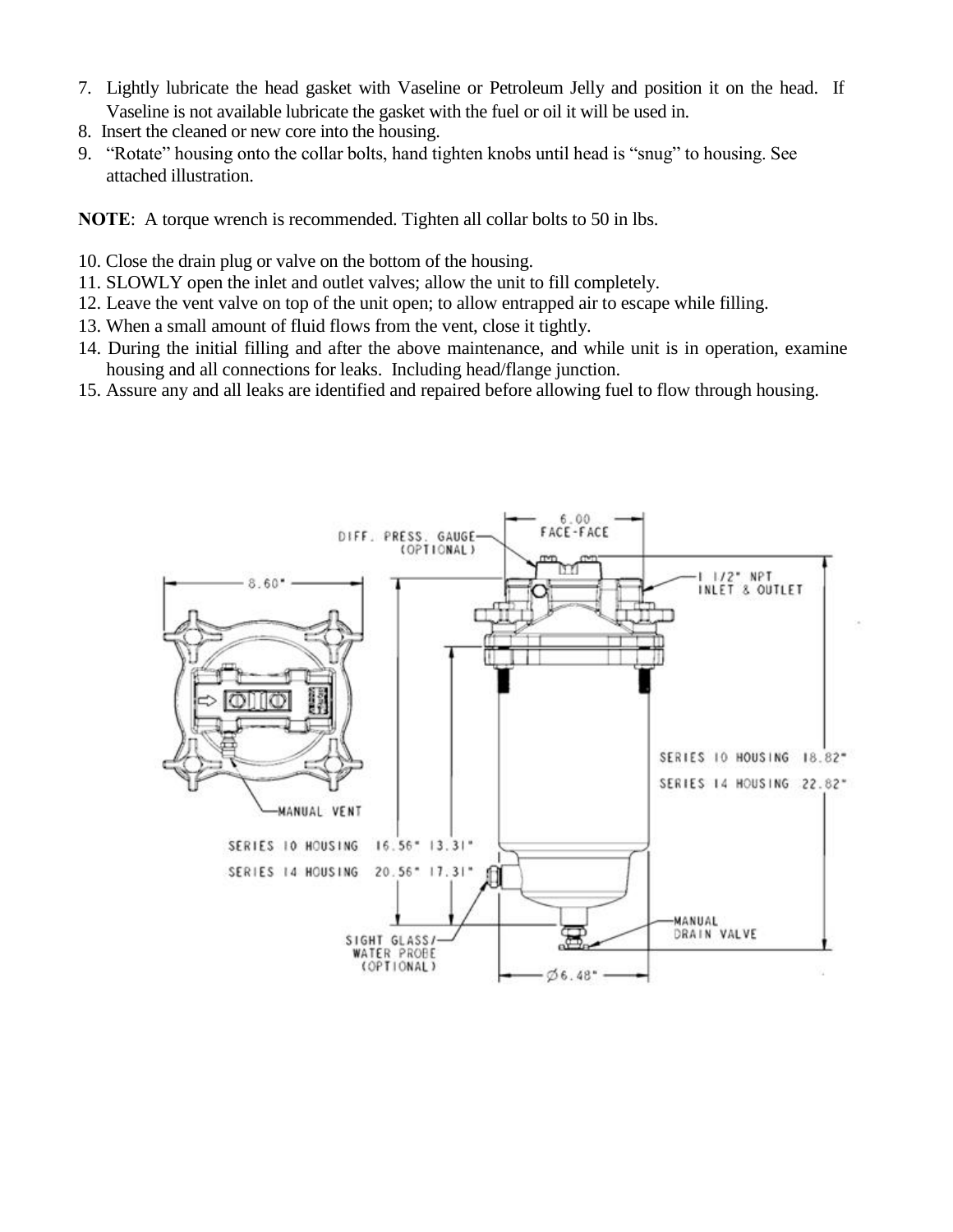7. Lightly lubricate the head gasket with Vaseline or Petroleum Jelly and position it on the head. If Vaseline is not available lubricate the gasket with the fuel or oil it will be used in.
8. Insert the cleaned or new core into the housing.
9. "Rotate" housing onto the collar bolts, hand tighten knobs until head is "snug" to housing. See attached illustration.

**NOTE**: A torque wrench is recommended. Tighten all collar bolts to 50 in lbs.

10. Close the drain plug or valve on the bottom of the housing.
11. SLOWLY open the inlet and outlet valves; allow the unit to fill completely.
12. Leave the vent valve on top of the unit open; to allow entrapped air to escape while filling.
13. When a small amount of fluid flows from the vent, close it tightly.
14. During the initial filling and after the above maintenance, and while unit is in operation, examine housing and all connections for leaks. Including head/flange junction.
15. Assure any and all leaks are identified and repaired before allowing fuel to flow through housing.

DIFF. PRESS. GAUGE (OPTIONAL)

6.00 FACE-FACE

1 1/2" NPT INLET & OUTLET

8.60"

MANUAL VENT

SERIES 10 HOUSING 18.82"

SERIES 14 HOUSING 22.82"

SERIES 10 HOUSING 16.56" 13.31"

SERIES 14 HOUSING 20.56" 17.31"

SIGHT GLASS/ WATER PROBE (OPTIONAL)

MANUAL DRAIN VALVE

Ø6.48"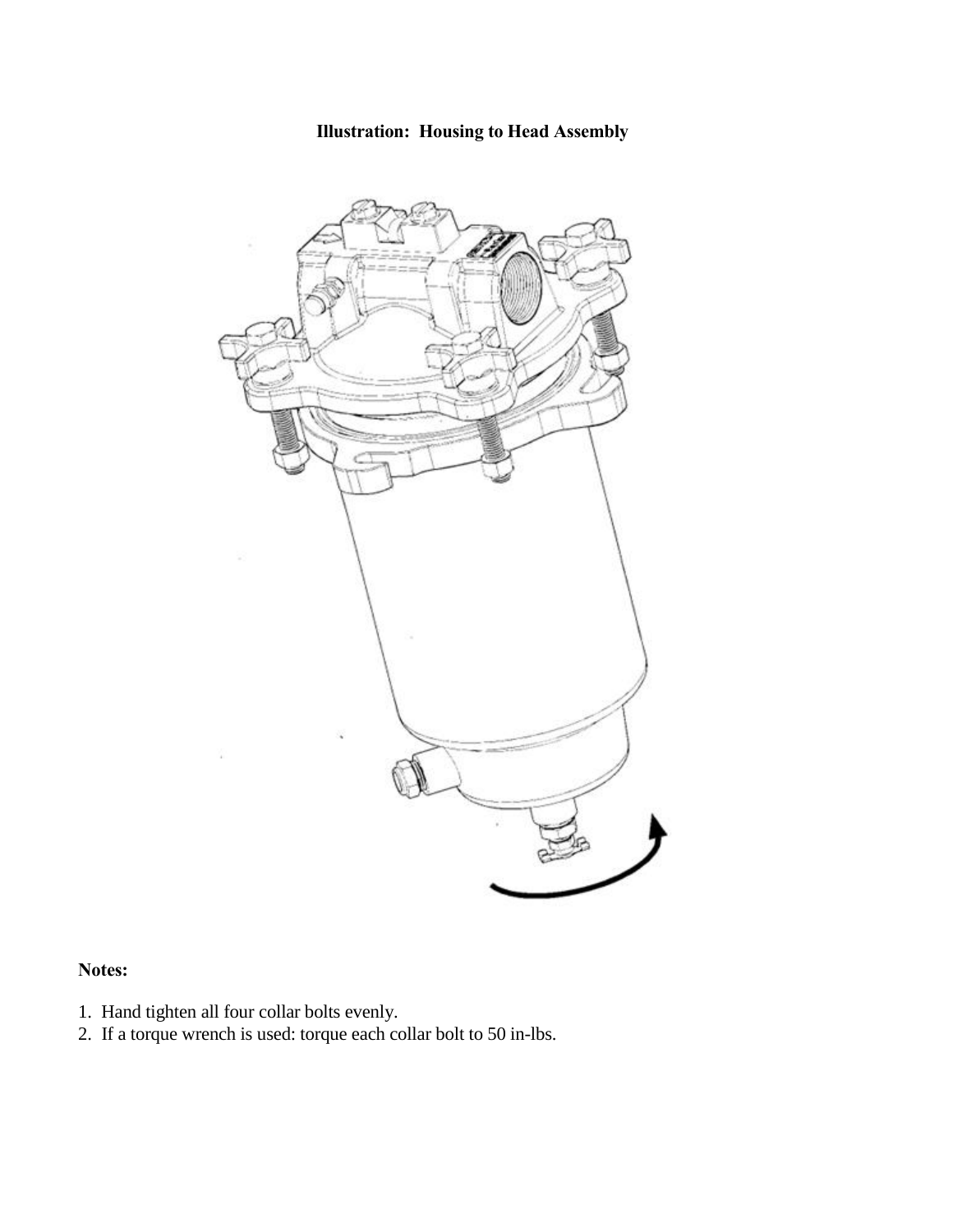**Illustration: Housing to Head Assembly**

**Notes:**

1. Hand tighten all four collar bolts evenly.
2. If a torque wrench is used: torque each collar bolt to 50 in-lbs.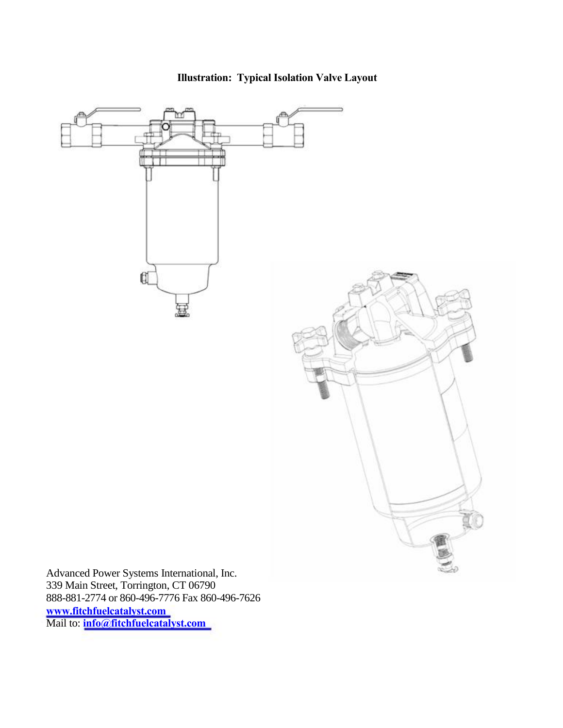**Illustration: Typical Isolation Valve Layout**

Advanced Power Systems International, Inc.
339 Main Street, Torrington, CT 06790
888-881-2774 or 860-496-7776 Fax 860-496-7626
**www.fitchfuelcatalyst.com**
Mail to: **info@fitchfuelcatalyst.com**